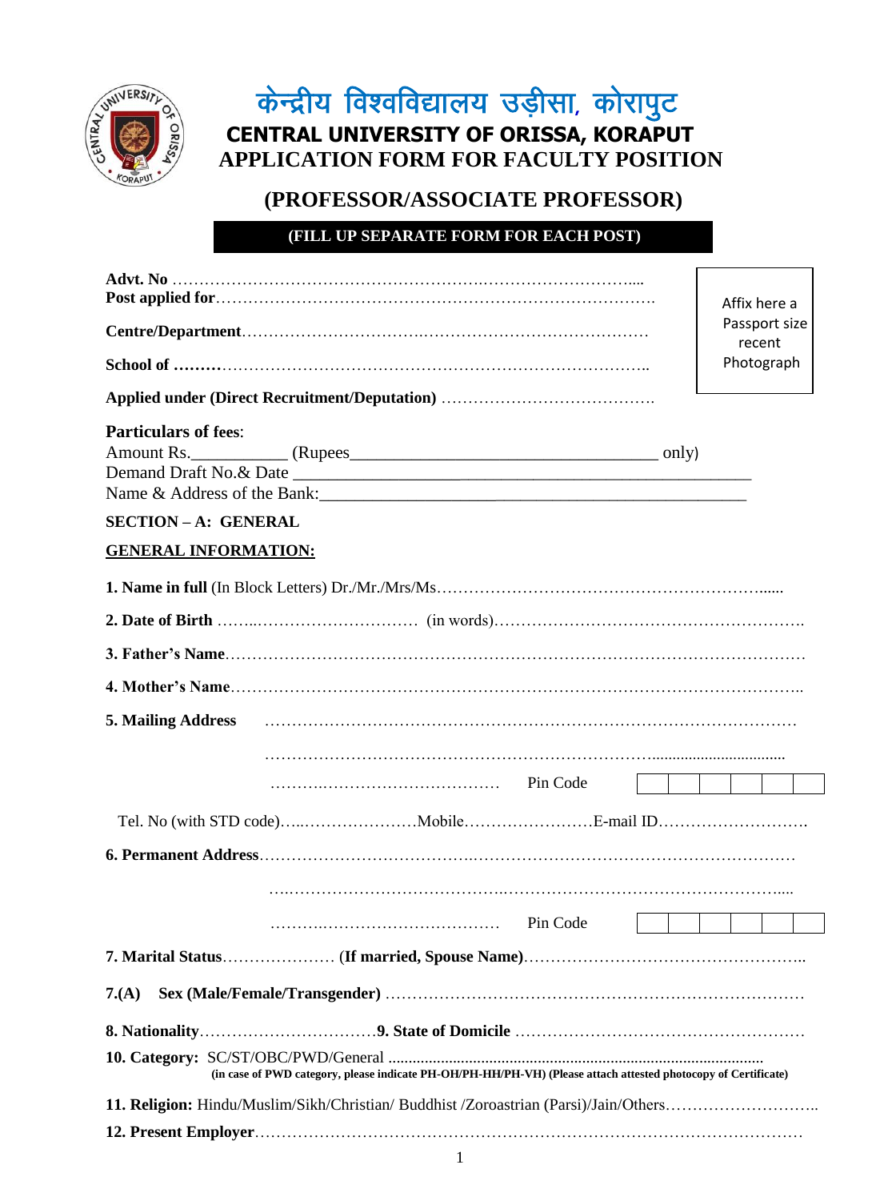# केन्द्रीय विश्वविद्यालय उड़ीसा, कोरापुट

# CENTRAL UNIVERSITY OF ORISSA, KORAPUT

## APPLICATION FORM FOR FACULTY POSITION

## (PROFESSOR/ASSOCIATE PROFESSOR)

**(FILL UP SEPARATE FORM FOR EACH POST)**

Affix here a Passport size recent Photograph

**Advt. No** …………………………………………………………………………….....

**Post applied for**…………………………………………………………………………

**Centre/Department**……………………………………………………………………

**School of** ………………………………………………………………………………..

**Applied under (Direct Recruitment/Deputation)** ………………………………….

**Particulars of fees**:

Amount Rs.___________ (Rupees___________________________________ only)

Demand Draft No.& Date ___________________________________________________

Name & Address of the Bank:________________________________________________

**SECTION – A: GENERAL**

**GENERAL INFORMATION:**

**1. Name in full** (In Block Letters) Dr./Mr./Mrs/Ms……………………………………………………......

**2. Date of Birth** ……..………………………… (in words)…………………………………………………

**3. Father's Name**……………………………………………………………………………………………

**4. Mother's Name**…………………………………………………………………………………………..

**5. Mailing Address** ……………………………………………………………………………………

……………………………………………………………….................................

……………………………………… Pin Code | | | | | | |

Tel. No (with STD code)…..…………………Mobile……………………E-mail ID……………………….

**6. Permanent Address**……………………………………………………………………………………

…………………………………………………………………………………….....

……………………………………… Pin Code | | | | | | |

**7. Marital Status**………………… **(If married, Spouse Name)**……………………………………………..

**7.(A) Sex (Male/Female/Transgender)** ……………………………………………………………………

**8. Nationality**……………………………**9. State of Domicile** ………………………………………………

**10. Category:** SC/ST/OBC/PWD/General ..........................................................................................

**(in case of PWD category, please indicate PH-OH/PH-HH/PH-VH) (Please attach attested photocopy of Certificate)**

**11. Religion:** Hindu/Muslim/Sikh/Christian/ Buddhist /Zoroastrian (Parsi)/Jain/Others………………………..

**12. Present Employer**…………………………………………………………………………………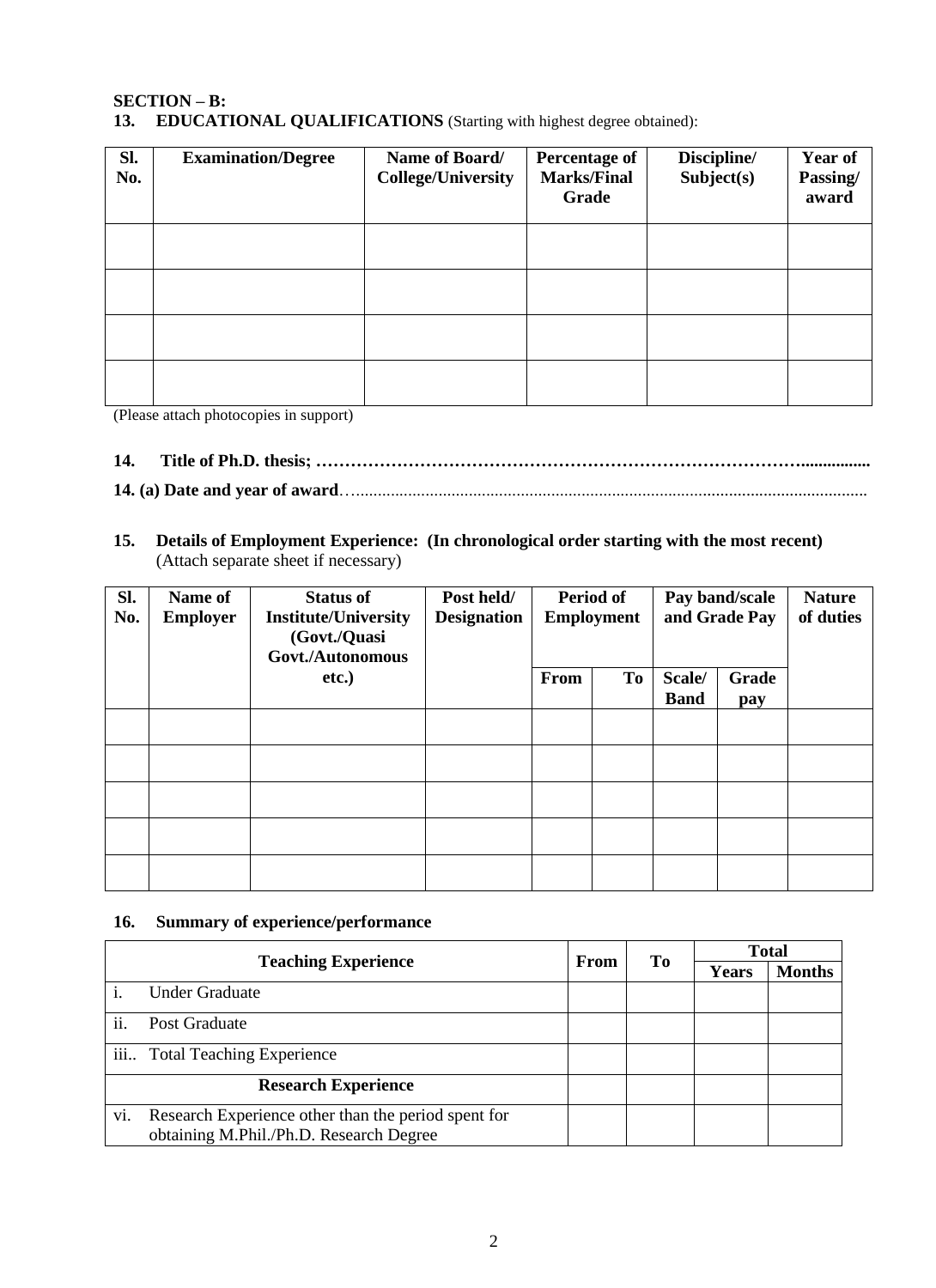**SECTION – B:**

**13. EDUCATIONAL QUALIFICATIONS** (Starting with highest degree obtained):

| Sl. No. | Examination/Degree | Name of Board/ College/University | Percentage of Marks/Final Grade | Discipline/ Subject(s) | Year of Passing/ award |
|---|---|---|---|---|---|
| | | | | | |
| | | | | | |
| | | | | | |
| | | | | | |

(Please attach photocopies in support)

**14. Title of Ph.D. thesis; ………………………………………………………………………………................**

**14. (a) Date and year of award**….................................................................................................................

**15. Details of Employment Experience: (In chronological order starting with the most recent)**
(Attach separate sheet if necessary)

| Sl. No. | Name of Employer | Status of Institute/University (Govt./Quasi Govt./Autonomous etc.) | Post held/ Designation | Period of Employment | | Pay band/scale and Grade Pay | | Nature of duties |
|---|---|---|---|---|---|---|---|---|
| | | | | From | To | Scale/ Band | Grade pay | |
| | | | | | | | | |
| | | | | | | | | |
| | | | | | | | | |
| | | | | | | | | |
| | | | | | | | | |

**16. Summary of experience/performance**

| Teaching Experience | From | To | Total | |
|---|---|---|---|---|
| | | | Years | Months |
| i. Under Graduate | | | | |
| ii. Post Graduate | | | | |
| iii.. Total Teaching Experience | | | | |
| **Research Experience** | | | | |
| vi. Research Experience other than the period spent for obtaining M.Phil./Ph.D. Research Degree | | | | |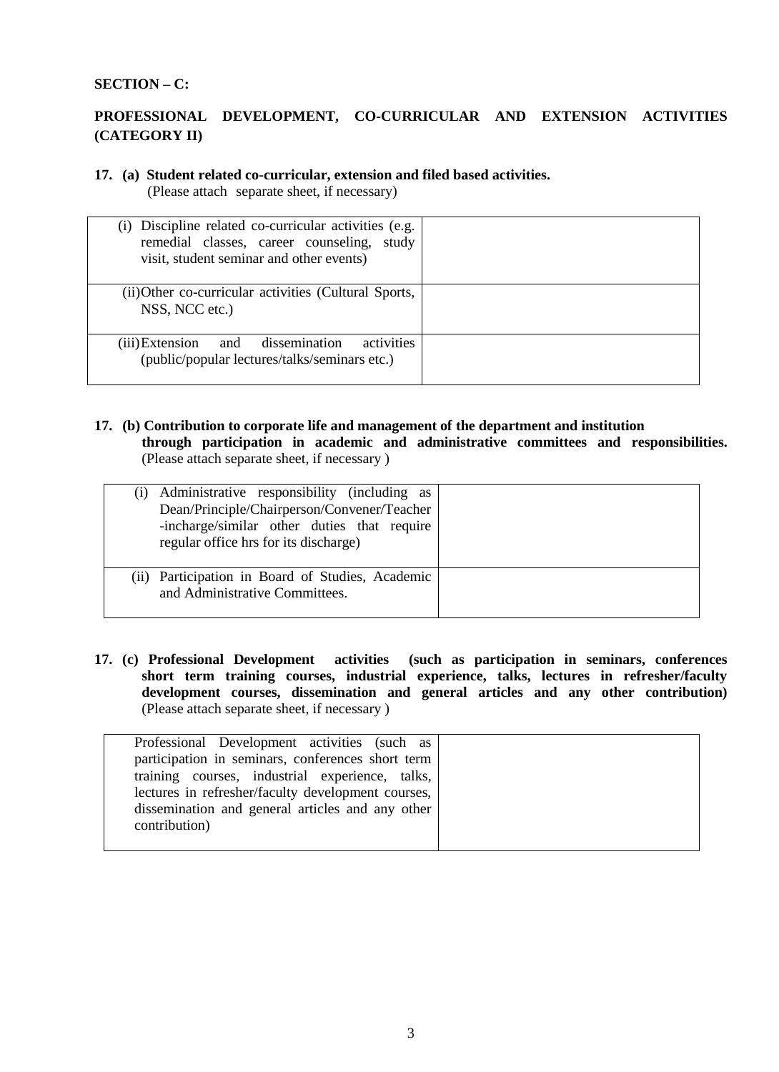**SECTION – C:**

**PROFESSIONAL DEVELOPMENT, CO-CURRICULAR AND EXTENSION ACTIVITIES (CATEGORY II)**

**17. (a) Student related co-curricular, extension and filed based activities.**
(Please attach separate sheet, if necessary)

| | |
|---|---|
| (i) Discipline related co-curricular activities (e.g. remedial classes, career counseling, study visit, student seminar and other events) | |
| (ii) Other co-curricular activities (Cultural Sports, NSS, NCC etc.) | |
| (iii) Extension and dissemination activities (public/popular lectures/talks/seminars etc.) | |

**17. (b) Contribution to corporate life and management of the department and institution through participation in academic and administrative committees and responsibilities.**
(Please attach separate sheet, if necessary )

| | |
|---|---|
| (i) Administrative responsibility (including as Dean/Principle/Chairperson/Convener/Teacher -incharge/similar other duties that require regular office hrs for its discharge) | |
| (ii) Participation in Board of Studies, Academic and Administrative Committees. | |

**17. (c) Professional Development activities (such as participation in seminars, conferences short term training courses, industrial experience, talks, lectures in refresher/faculty development courses, dissemination and general articles and any other contribution)**
(Please attach separate sheet, if necessary )

| | |
|---|---|
| Professional Development activities (such as participation in seminars, conferences short term training courses, industrial experience, talks, lectures in refresher/faculty development courses, dissemination and general articles and any other contribution) | |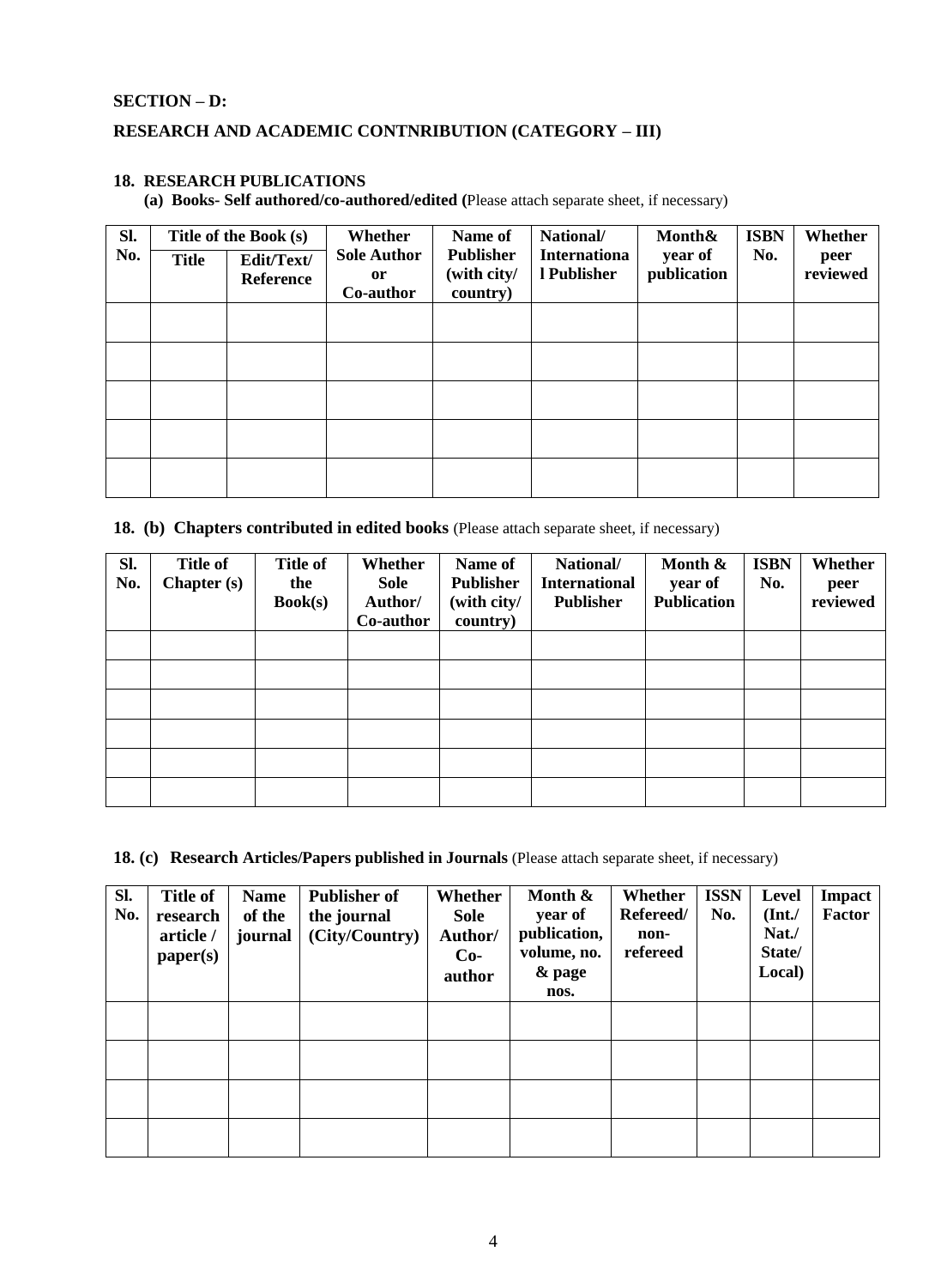**SECTION – D:**

**RESEARCH AND ACADEMIC CONTNRIBUTION (CATEGORY – III)**

**18. RESEARCH PUBLICATIONS**

**(a) Books- Self authored/co-authored/edited (**Please attach separate sheet, if necessary)

| Sl. No. | Title of the Book (s) | | Whether Sole Author or Co-author | Name of Publisher (with city/ country) | National/ International Publisher | Month& year of publication | ISBN No. | Whether peer reviewed |
|---|---|---|---|---|---|---|---|---|
| | Title | Edit/Text/ Reference | | | | | | |
| | | | | | | | | |
| | | | | | | | | |
| | | | | | | | | |
| | | | | | | | | |
| | | | | | | | | |

**18. (b) Chapters contributed in edited books** (Please attach separate sheet, if necessary)

| Sl. No. | Title of Chapter (s) | Title of the Book(s) | Whether Sole Author/ Co-author | Name of Publisher (with city/ country) | National/ International Publisher | Month & year of Publication | ISBN No. | Whether peer reviewed |
|---|---|---|---|---|---|---|---|---|
| | | | | | | | | |
| | | | | | | | | |
| | | | | | | | | |
| | | | | | | | | |
| | | | | | | | | |
| | | | | | | | | |

**18. (c) Research Articles/Papers published in Journals** (Please attach separate sheet, if necessary)

| Sl. No. | Title of research article / paper(s) | Name of the journal | Publisher of the journal (City/Country) | Whether Sole Author/ Co-author | Month & year of publication, volume, no. & page nos. | Whether Refereed/ non-refereed | ISSN No. | Level (Int./ Nat./ State/ Local) | Impact Factor |
|---|---|---|---|---|---|---|---|---|---|
| | | | | | | | | | |
| | | | | | | | | | |
| | | | | | | | | | |
| | | | | | | | | | |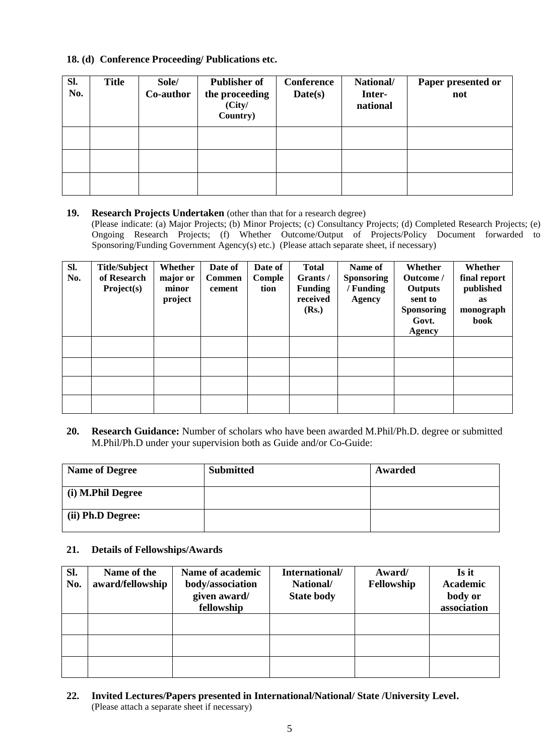**18. (d) Conference Proceeding/ Publications etc.**

| Sl. No. | Title | Sole/ Co-author | Publisher of the proceeding (City/ Country) | Conference Date(s) | National/ Inter-national | Paper presented or not |
|---|---|---|---|---|---|---|
| | | | | | | |
| | | | | | | |
| | | | | | | |

**19. Research Projects Undertaken** (other than that for a research degree)
(Please indicate: (a) Major Projects; (b) Minor Projects; (c) Consultancy Projects; (d) Completed Research Projects; (e) Ongoing Research Projects; (f) Whether Outcome/Output of Projects/Policy Document forwarded to Sponsoring/Funding Government Agency(s) etc.) (Please attach separate sheet, if necessary)

| Sl. No. | Title/Subject of Research Project(s) | Whether major or minor project | Date of Commencement | Date of Completion | Total Grants / Funding received (Rs.) | Name of Sponsoring / Funding Agency | Whether Outcome / Outputs sent to Sponsoring Govt. Agency | Whether final report published as monograph book |
|---|---|---|---|---|---|---|---|---|
| | | | | | | | | |
| | | | | | | | | |
| | | | | | | | | |
| | | | | | | | | |

**20. Research Guidance:** Number of scholars who have been awarded M.Phil/Ph.D. degree or submitted M.Phil/Ph.D under your supervision both as Guide and/or Co-Guide:

| Name of Degree | Submitted | Awarded |
|---|---|---|
| (i) M.Phil Degree | | |
| (ii) Ph.D Degree: | | |

**21. Details of Fellowships/Awards**

| Sl. No. | Name of the award/fellowship | Name of academic body/association given award/ fellowship | International/ National/ State body | Award/ Fellowship | Is it Academic body or association |
|---|---|---|---|---|---|
| | | | | | |
| | | | | | |
| | | | | | |

**22. Invited Lectures/Papers presented in International/National/ State /University Level.**
(Please attach a separate sheet if necessary)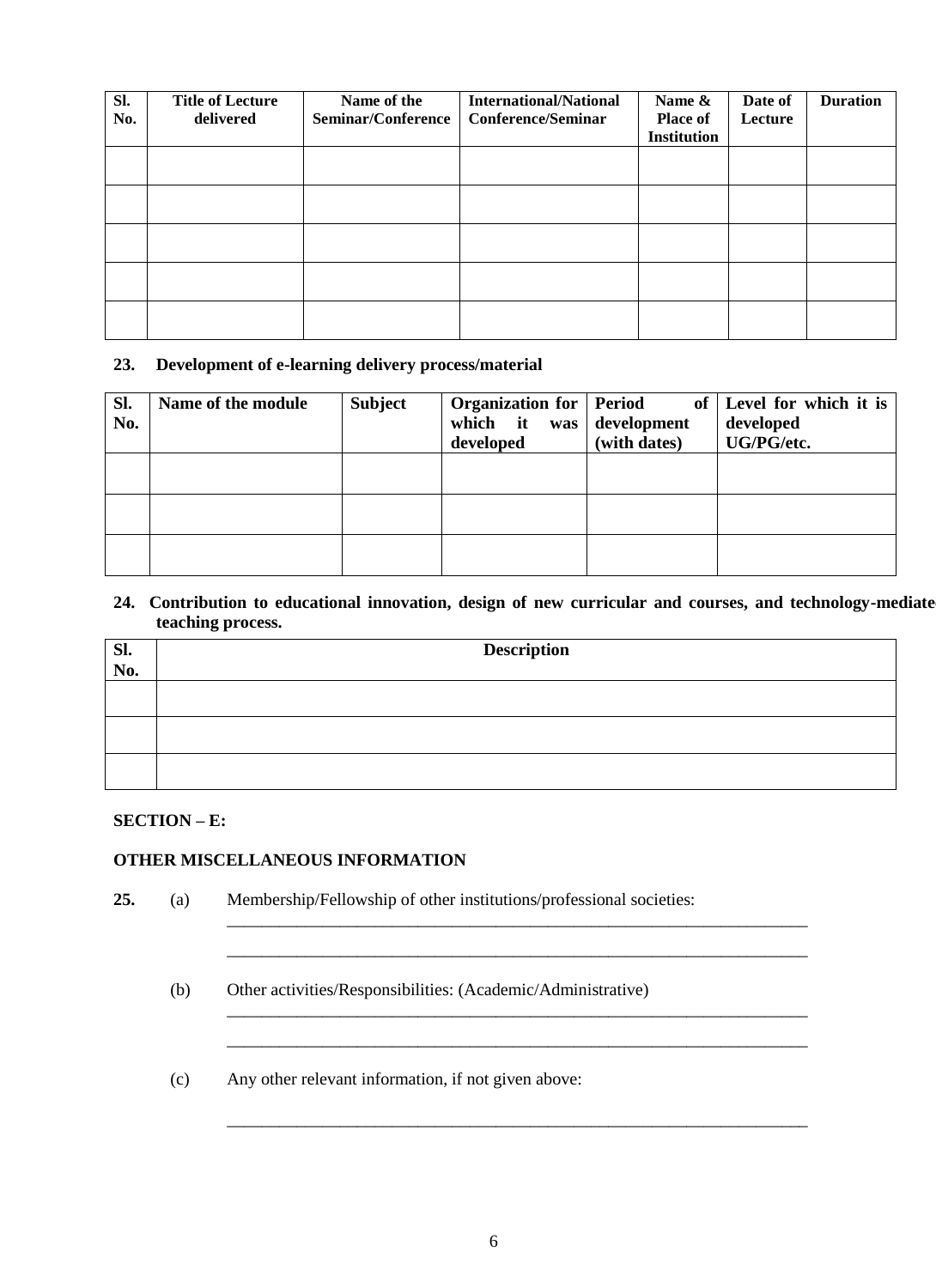| Sl. No. | Title of Lecture delivered | Name of the Seminar/Conference | International/National Conference/Seminar | Name & Place of Institution | Date of Lecture | Duration |
|---|---|---|---|---|---|---|
| | | | | | | |
| | | | | | | |
| | | | | | | |
| | | | | | | |
| | | | | | | |

**23. Development of e-learning delivery process/material**

| Sl. No. | Name of the module | Subject | Organization for which it was developed | Period of development (with dates) | Level for which it is developed UG/PG/etc. |
|---|---|---|---|---|---|
| | | | | | |
| | | | | | |
| | | | | | |

**24. Contribution to educational innovation, design of new curricular and courses, and technology-mediated teaching process.**

| Sl. No. | Description |
|---|---|
| | |
| | |
| | |

**SECTION – E:**

**OTHER MISCELLANEOUS INFORMATION**

**25.** (a) Membership/Fellowship of other institutions/professional societies:

______________________________________________________________________

______________________________________________________________________

(b) Other activities/Responsibilities: (Academic/Administrative)

______________________________________________________________________

______________________________________________________________________

(c) Any other relevant information, if not given above:

______________________________________________________________________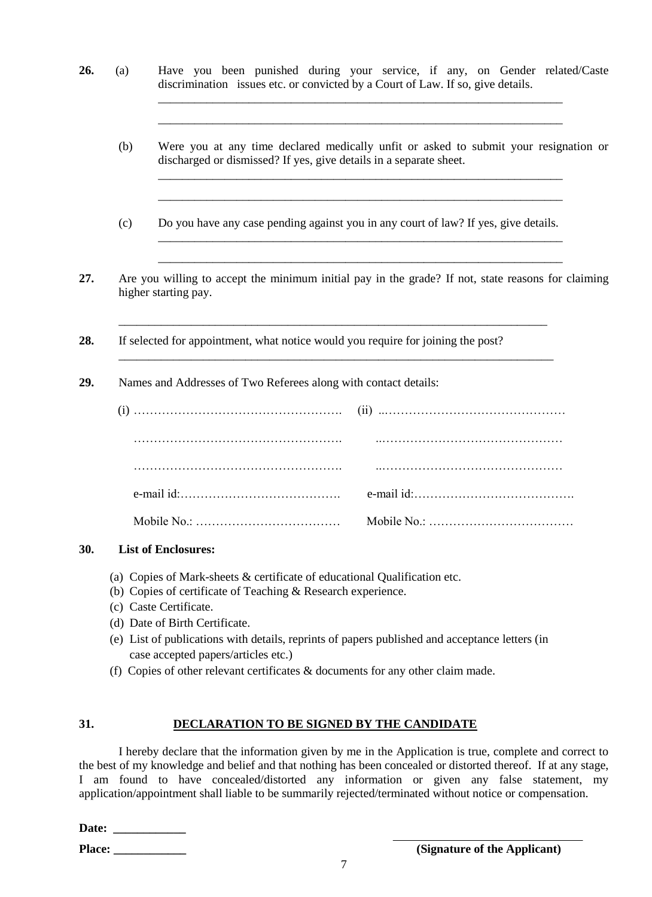**26.** (a) Have you been punished during your service, if any, on Gender related/Caste discrimination issues etc. or convicted by a Court of Law. If so, give details.

_____________________________________________________________________

_____________________________________________________________________

(b) Were you at any time declared medically unfit or asked to submit your resignation or discharged or dismissed? If yes, give details in a separate sheet.

_____________________________________________________________________

_____________________________________________________________________

(c) Do you have any case pending against you in any court of law? If yes, give details.

_____________________________________________________________________

_____________________________________________________________________

**27.** Are you willing to accept the minimum initial pay in the grade? If not, state reasons for claiming higher starting pay.

_____________________________________________________________________

**28.** If selected for appointment, what notice would you require for joining the post?

_____________________________________________________________________

**29.** Names and Addresses of Two Referees along with contact details:

| (i) ……………………………………………. | (ii) ……………………………………………. |
|---|---|
| ……………………………………………. | ……………………………………………. |
| ……………………………………………. | ……………………………………………. |
| e-mail id:…………………………………. | e-mail id:…………………………………. |
| Mobile No.: ……………………………… | Mobile No.: ……………………………… |

**30. List of Enclosures:**

(a) Copies of Mark-sheets & certificate of educational Qualification etc.
(b) Copies of certificate of Teaching & Research experience.
(c) Caste Certificate.
(d) Date of Birth Certificate.
(e) List of publications with details, reprints of papers published and acceptance letters (in case accepted papers/articles etc.)
(f) Copies of other relevant certificates & documents for any other claim made.

**31. DECLARATION TO BE SIGNED BY THE CANDIDATE**

I hereby declare that the information given by me in the Application is true, complete and correct to the best of my knowledge and belief and that nothing has been concealed or distorted thereof. If at any stage, I am found to have concealed/distorted any information or given any false statement, my application/appointment shall liable to be summarily rejected/terminated without notice or compensation.

**Date:** ____________

**Place:** ____________

_________________________________

**(Signature of the Applicant)**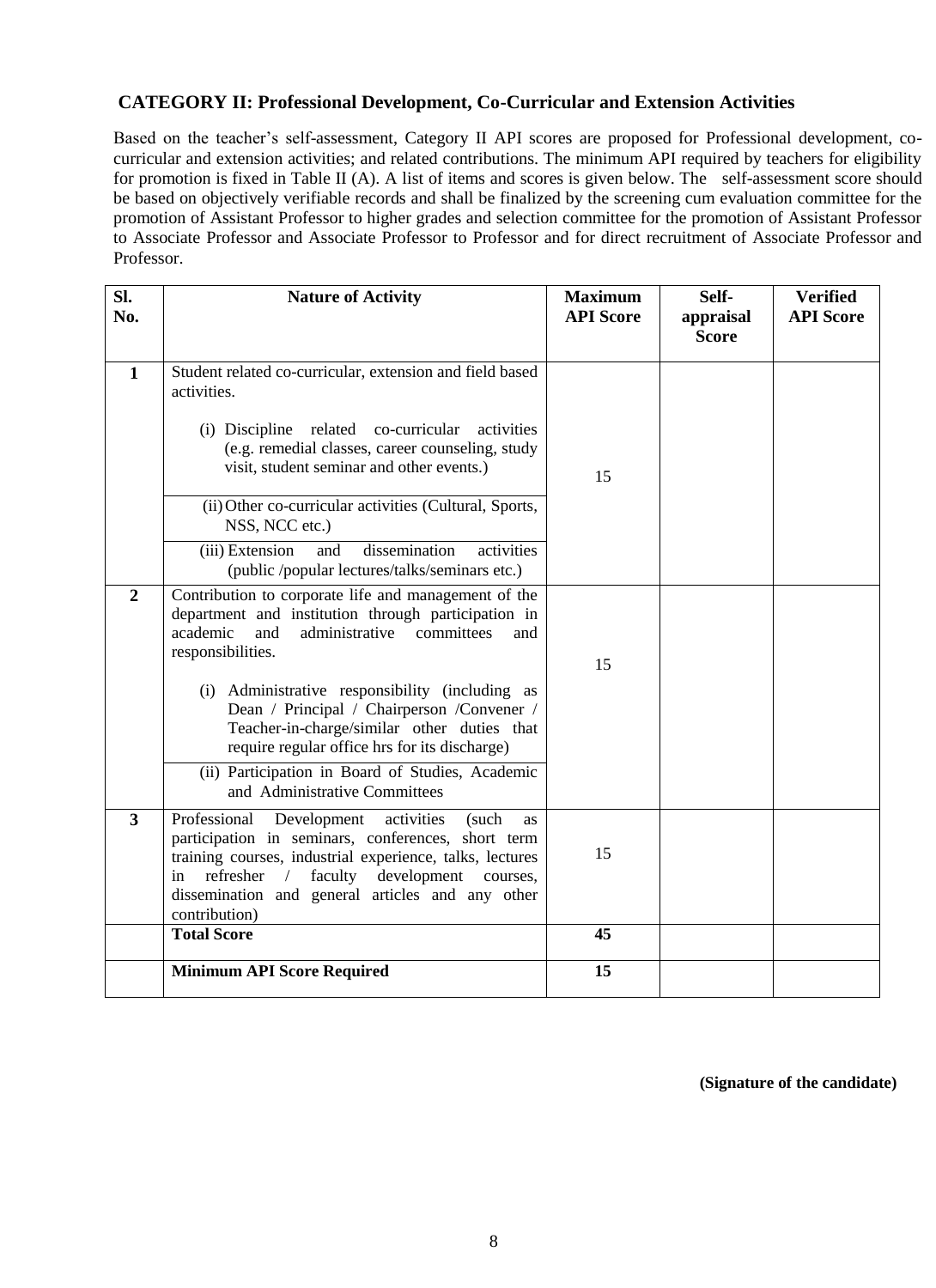## CATEGORY II: Professional Development, Co-Curricular and Extension Activities

Based on the teacher's self-assessment, Category II API scores are proposed for Professional development, co-curricular and extension activities; and related contributions. The minimum API required by teachers for eligibility for promotion is fixed in Table II (A). A list of items and scores is given below. The self-assessment score should be based on objectively verifiable records and shall be finalized by the screening cum evaluation committee for the promotion of Assistant Professor to higher grades and selection committee for the promotion of Assistant Professor to Associate Professor and Associate Professor to Professor and for direct recruitment of Associate Professor and Professor.

| Sl. No. | Nature of Activity | Maximum API Score | Self-appraisal Score | Verified API Score |
|---|---|---|---|---|
| **1** | Student related co-curricular, extension and field based activities.<br><br>(i) Discipline related co-curricular activities (e.g. remedial classes, career counseling, study visit, student seminar and other events.)<br><br>(ii) Other co-curricular activities (Cultural, Sports, NSS, NCC etc.)<br><br>(iii) Extension and dissemination activities (public /popular lectures/talks/seminars etc.) | 15 | | |
| **2** | Contribution to corporate life and management of the department and institution through participation in academic and administrative committees and responsibilities.<br><br>(i) Administrative responsibility (including as Dean / Principal / Chairperson /Convener / Teacher-in-charge/similar other duties that require regular office hrs for its discharge)<br><br>(ii) Participation in Board of Studies, Academic and Administrative Committees | 15 | | |
| **3** | Professional Development activities (such as participation in seminars, conferences, short term training courses, industrial experience, talks, lectures in refresher / faculty development courses, dissemination and general articles and any other contribution) | 15 | | |
| | **Total Score** | **45** | | |
| | **Minimum API Score Required** | **15** | | |

**(Signature of the candidate)**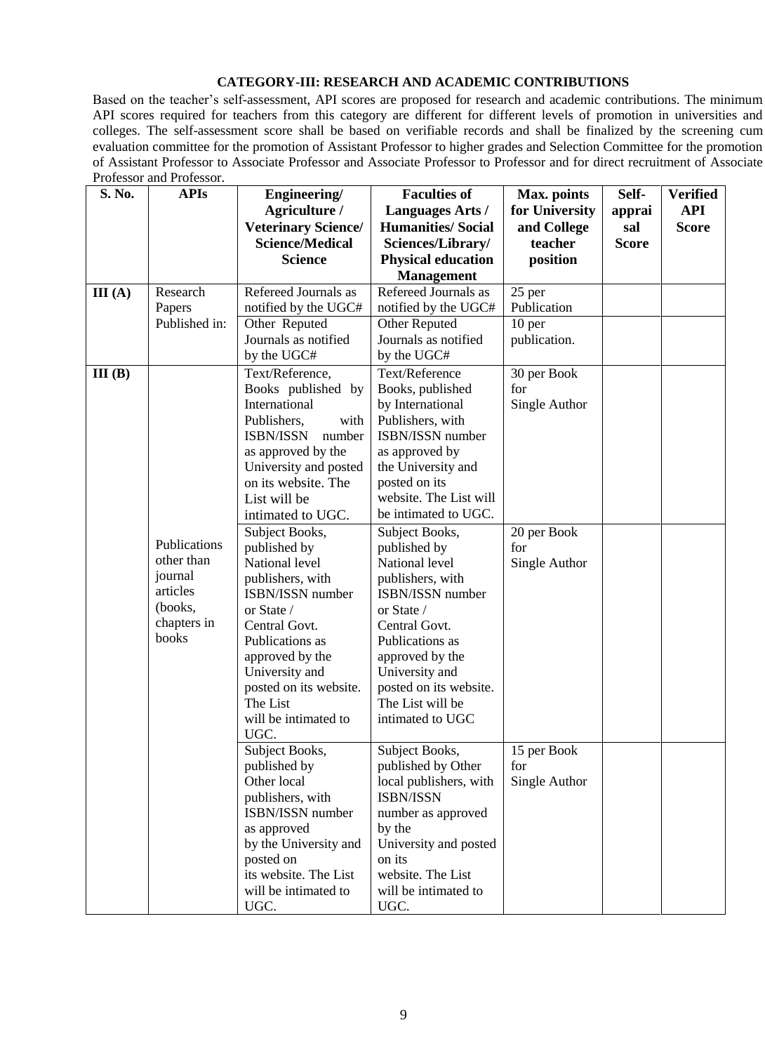### CATEGORY-III: RESEARCH AND ACADEMIC CONTRIBUTIONS

Based on the teacher's self-assessment, API scores are proposed for research and academic contributions. The minimum API scores required for teachers from this category are different for different levels of promotion in universities and colleges. The self-assessment score shall be based on verifiable records and shall be finalized by the screening cum evaluation committee for the promotion of Assistant Professor to higher grades and Selection Committee for the promotion of Assistant Professor to Associate Professor and Associate Professor to Professor and for direct recruitment of Associate Professor and Professor.

| S. No. | APIs | Engineering/ Agriculture / Veterinary Science/ Science/Medical Science | Faculties of Languages Arts / Humanities/ Social Sciences/Library/ Physical education Management | Max. points for University and College teacher position | Self-appraisal Score | Verified API Score |
|---|---|---|---|---|---|---|
| III (A) | Research Papers Published in: | Refereed Journals as notified by the UGC# | Refereed Journals as notified by the UGC# | 25 per Publication | | |
| | | Other Reputed Journals as notified by the UGC# | Other Reputed Journals as notified by the UGC# | 10 per publication. | | |
| III (B) | Publications other than journal articles (books, chapters in books | Text/Reference, Books published by International Publishers, with ISBN/ISSN number as approved by the University and posted on its website. The List will be intimated to UGC. | Text/Reference Books, published by International Publishers, with ISBN/ISSN number as approved by the University and posted on its website. The List will be intimated to UGC. | 30 per Book for Single Author | | |
| | | Subject Books, published by National level publishers, with ISBN/ISSN number or State / Central Govt. Publications as approved by the University and posted on its website. The List will be intimated to UGC. | Subject Books, published by National level publishers, with ISBN/ISSN number or State / Central Govt. Publications as approved by the University and posted on its website. The List will be intimated to UGC | 20 per Book for Single Author | | |
| | | Subject Books, published by Other local publishers, with ISBN/ISSN number as approved by the University and posted on its website. The List will be intimated to UGC. | Subject Books, published by Other local publishers, with ISBN/ISSN number as approved by the University and posted on its website. The List will be intimated to UGC. | 15 per Book for Single Author | | |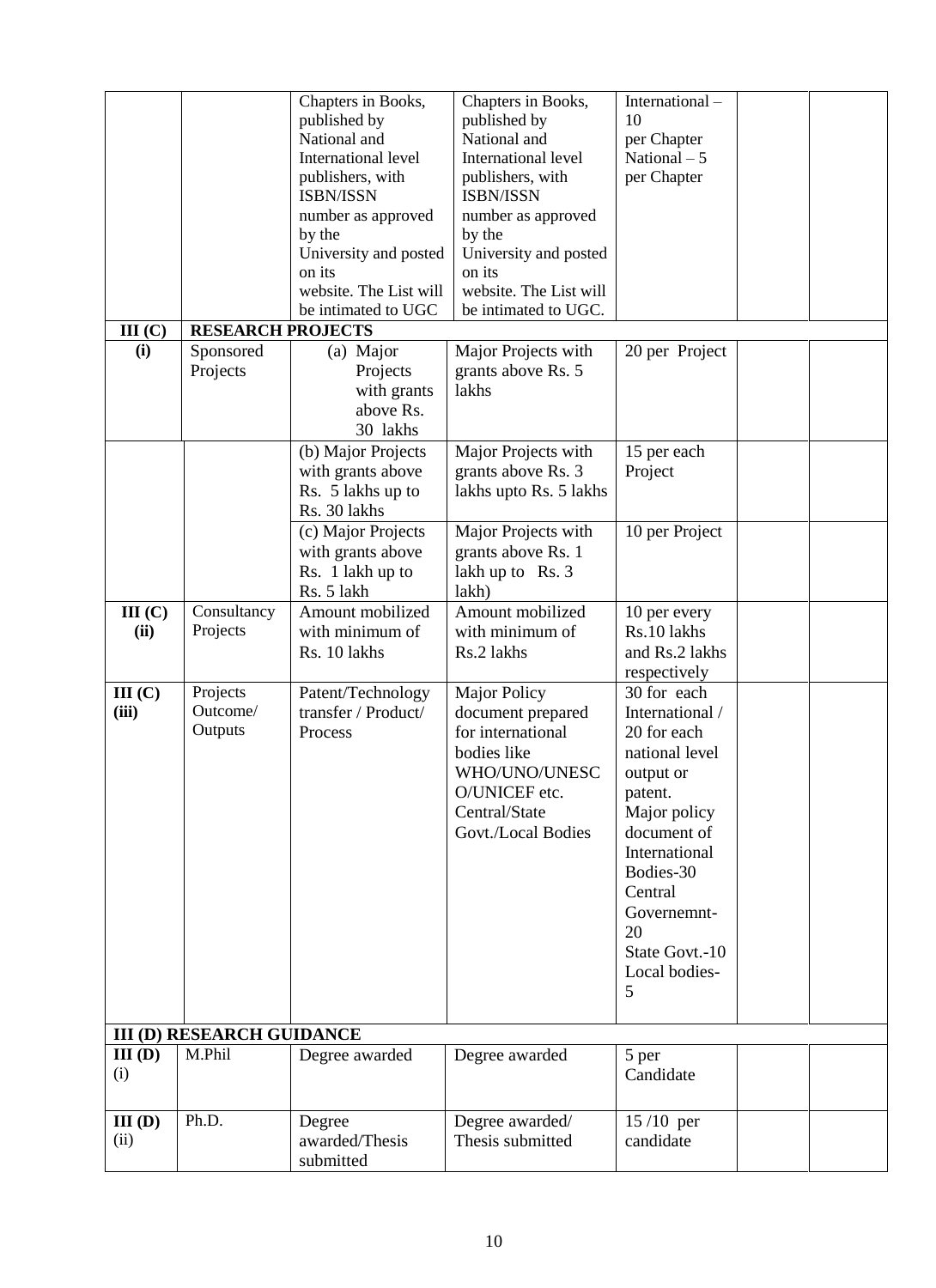| | | | | | | |
|---|---|---|---|---|---|---|
| | | Chapters in Books, published by National and International level publishers, with ISBN/ISSN number as approved by the University and posted on its website. The List will be intimated to UGC | Chapters in Books, published by National and International level publishers, with ISBN/ISSN number as approved by the University and posted on its website. The List will be intimated to UGC. | International – 10 per Chapter National – 5 per Chapter | | |
| **III (C)** | **RESEARCH PROJECTS** | | | | | |
| **(i)** | Sponsored Projects | (a) Major Projects with grants above Rs. 30 lakhs | Major Projects with grants above Rs. 5 lakhs | 20 per Project | | |
| | | (b) Major Projects with grants above Rs. 5 lakhs up to Rs. 30 lakhs | Major Projects with grants above Rs. 3 lakhs upto Rs. 5 lakhs | 15 per each Project | | |
| | | (c) Major Projects with grants above Rs. 1 lakh up to Rs. 5 lakh | Major Projects with grants above Rs. 1 lakh up to Rs. 3 lakh) | 10 per Project | | |
| **III (C) (ii)** | Consultancy Projects | Amount mobilized with minimum of Rs. 10 lakhs | Amount mobilized with minimum of Rs.2 lakhs | 10 per every Rs.10 lakhs and Rs.2 lakhs respectively | | |
| **III (C) (iii)** | Projects Outcome/ Outputs | Patent/Technology transfer / Product/ Process | Major Policy document prepared for international bodies like WHO/UNO/UNESCO/UNICEF etc. Central/State Govt./Local Bodies | 30 for each International / 20 for each national level output or patent. Major policy document of International Bodies-30 Central Governemnt-20 State Govt.-10 Local bodies-5 | | |
| **III (D) RESEARCH GUIDANCE** | | | | | | |
| **III (D)** (i) | M.Phil | Degree awarded | Degree awarded | 5 per Candidate | | |
| **III (D)** (ii) | Ph.D. | Degree awarded/Thesis submitted | Degree awarded/ Thesis submitted | 15 /10 per candidate | | |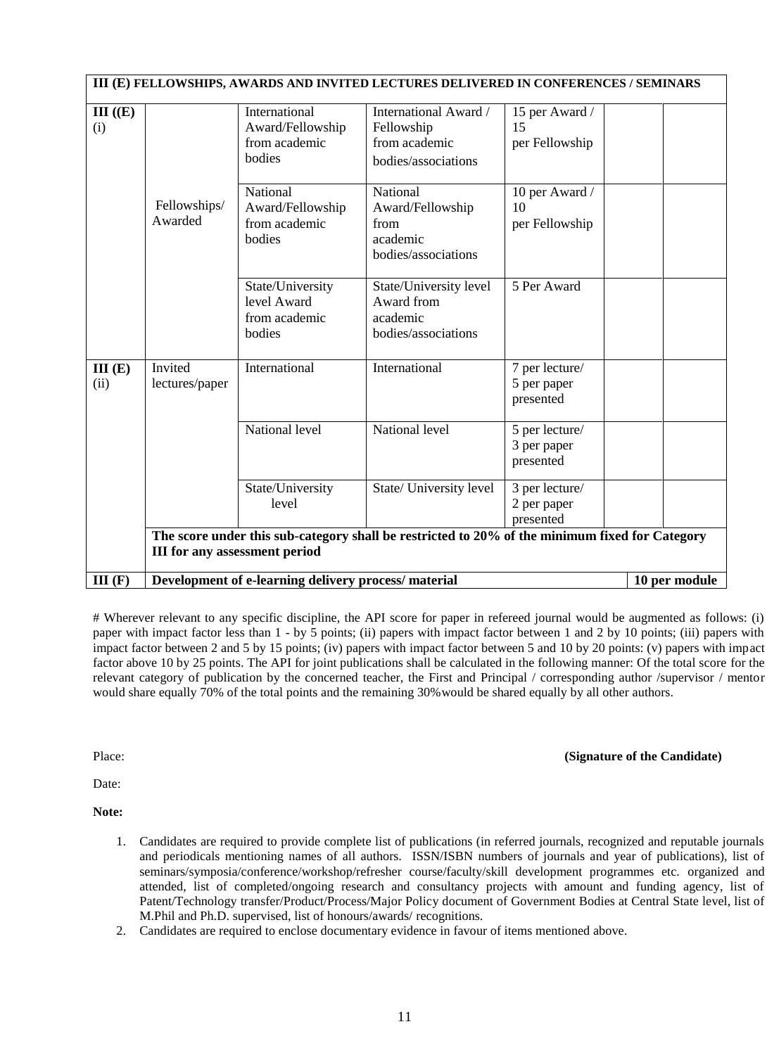| III (E) FELLOWSHIPS, AWARDS AND INVITED LECTURES DELIVERED IN CONFERENCES / SEMINARS | | | | | | |
|---|---|---|---|---|---|---|
| III ((E) (i) | Fellowships/ Awarded | International Award/Fellowship from academic bodies | International Award / Fellowship from academic bodies/associations | 15 per Award / 15 per Fellowship | | |
| | | National Award/Fellowship from academic bodies | National Award/Fellowship from academic bodies/associations | 10 per Award / 10 per Fellowship | | |
| | | State/University level Award from academic bodies | State/University level Award from academic bodies/associations | 5 Per Award | | |
| III (E) (ii) | Invited lectures/paper | International | International | 7 per lecture/ 5 per paper presented | | |
| | | National level | National level | 5 per lecture/ 3 per paper presented | | |
| | | State/University level | State/ University level | 3 per lecture/ 2 per paper presented | | |
| | **The score under this sub-category shall be restricted to 20% of the minimum fixed for Category III for any assessment period** | | | | | |
| **III (F)** | **Development of e-learning delivery process/ material** | | | | | **10 per module** |

# Wherever relevant to any specific discipline, the API score for paper in refereed journal would be augmented as follows: (i) paper with impact factor less than 1 - by 5 points; (ii) papers with impact factor between 1 and 2 by 10 points; (iii) papers with impact factor between 2 and 5 by 15 points; (iv) papers with impact factor between 5 and 10 by 20 points: (v) papers with impact factor above 10 by 25 points. The API for joint publications shall be calculated in the following manner: Of the total score for the relevant category of publication by the concerned teacher, the First and Principal / corresponding author /supervisor / mentor would share equally 70% of the total points and the remaining 30%would be shared equally by all other authors.

Place: **(Signature of the Candidate)**

Date:

**Note:**

1. Candidates are required to provide complete list of publications (in referred journals, recognized and reputable journals and periodicals mentioning names of all authors. ISSN/ISBN numbers of journals and year of publications), list of seminars/symposia/conference/workshop/refresher course/faculty/skill development programmes etc. organized and attended, list of completed/ongoing research and consultancy projects with amount and funding agency, list of Patent/Technology transfer/Product/Process/Major Policy document of Government Bodies at Central State level, list of M.Phil and Ph.D. supervised, list of honours/awards/ recognitions.
2. Candidates are required to enclose documentary evidence in favour of items mentioned above.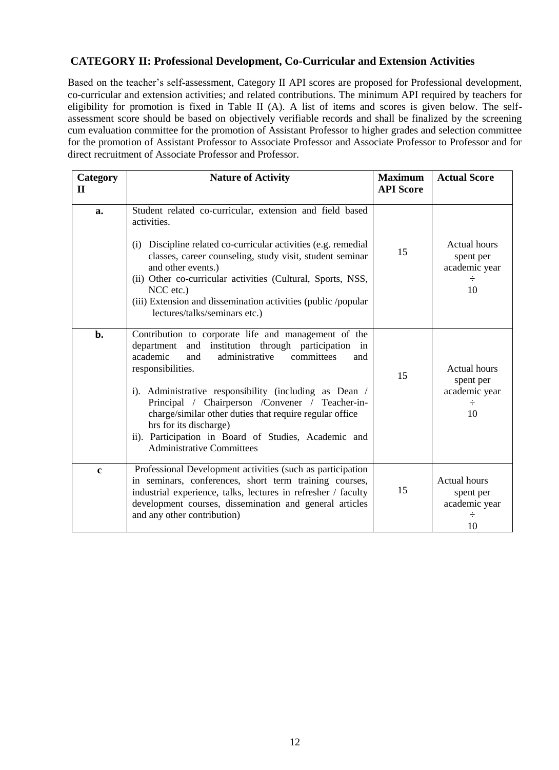## CATEGORY II: Professional Development, Co-Curricular and Extension Activities

Based on the teacher's self-assessment, Category II API scores are proposed for Professional development, co-curricular and extension activities; and related contributions. The minimum API required by teachers for eligibility for promotion is fixed in Table II (A). A list of items and scores is given below. The self-assessment score should be based on objectively verifiable records and shall be finalized by the screening cum evaluation committee for the promotion of Assistant Professor to higher grades and selection committee for the promotion of Assistant Professor to Associate Professor and Associate Professor to Professor and for direct recruitment of Associate Professor and Professor.

| Category II | Nature of Activity | Maximum API Score | Actual Score |
|---|---|---|---|
| **a.** | Student related co-curricular, extension and field based activities.<br><br>(i) Discipline related co-curricular activities (e.g. remedial classes, career counseling, study visit, student seminar and other events.)<br>(ii) Other co-curricular activities (Cultural, Sports, NSS, NCC etc.)<br>(iii) Extension and dissemination activities (public /popular lectures/talks/seminars etc.) | 15 | Actual hours spent per academic year ÷ 10 |
| **b.** | Contribution to corporate life and management of the department and institution through participation in academic and administrative committees and responsibilities.<br><br>i). Administrative responsibility (including as Dean / Principal / Chairperson /Convener / Teacher-in-charge/similar other duties that require regular office hrs for its discharge)<br>ii). Participation in Board of Studies, Academic and Administrative Committees | 15 | Actual hours spent per academic year ÷ 10 |
| **c** | Professional Development activities (such as participation in seminars, conferences, short term training courses, industrial experience, talks, lectures in refresher / faculty development courses, dissemination and general articles and any other contribution) | 15 | Actual hours spent per academic year ÷ 10 |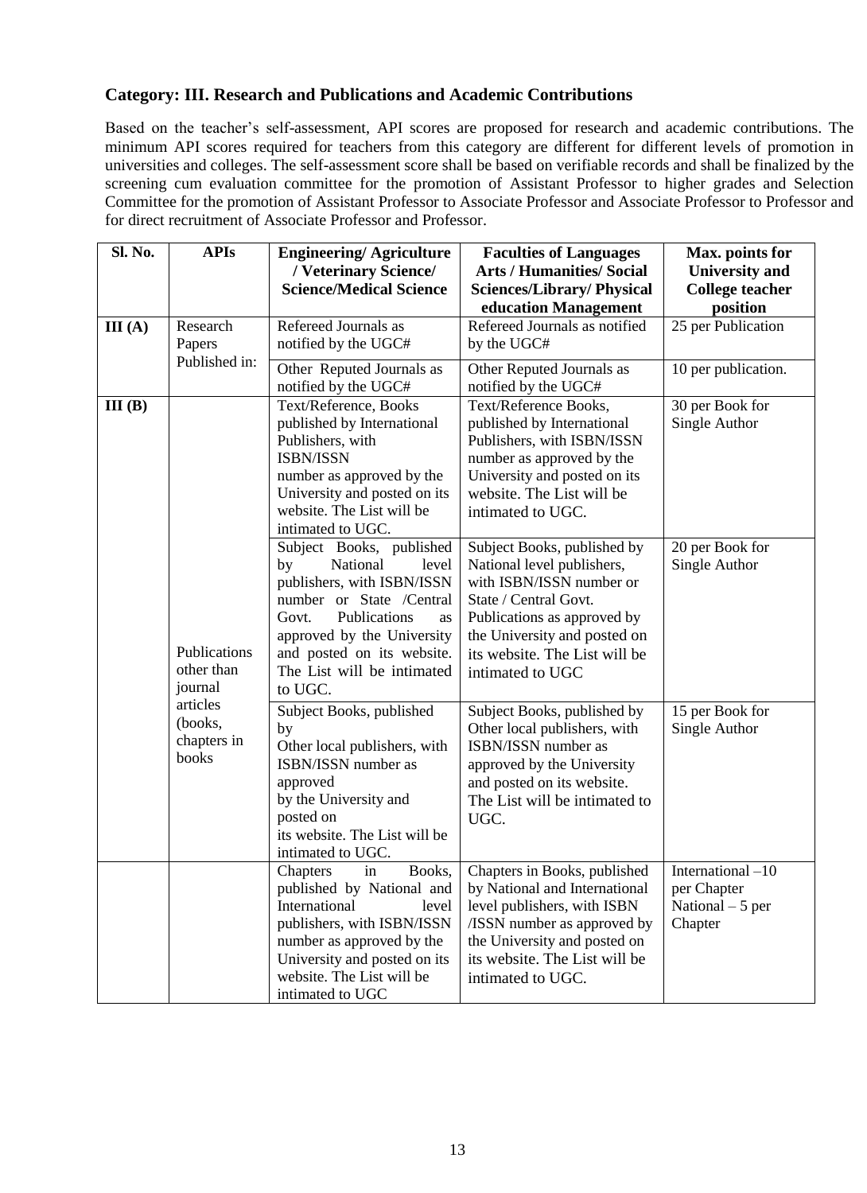### Category: III. Research and Publications and Academic Contributions

Based on the teacher's self-assessment, API scores are proposed for research and academic contributions. The minimum API scores required for teachers from this category are different for different levels of promotion in universities and colleges. The self-assessment score shall be based on verifiable records and shall be finalized by the screening cum evaluation committee for the promotion of Assistant Professor to higher grades and Selection Committee for the promotion of Assistant Professor to Associate Professor and Associate Professor to Professor and for direct recruitment of Associate Professor and Professor.

| Sl. No. | APIs | Engineering/ Agriculture / Veterinary Science/ Science/Medical Science | Faculties of Languages Arts / Humanities/ Social Sciences/Library/ Physical education Management | Max. points for University and College teacher position |
|---|---|---|---|---|
| III (A) | Research Papers Published in: | Refereed Journals as notified by the UGC# | Refereed Journals as notified by the UGC# | 25 per Publication |
| | | Other Reputed Journals as notified by the UGC# | Other Reputed Journals as notified by the UGC# | 10 per publication. |
| III (B) | Publications other than journal articles (books, chapters in books | Text/Reference, Books published by International Publishers, with ISBN/ISSN number as approved by the University and posted on its website. The List will be intimated to UGC. | Text/Reference Books, published by International Publishers, with ISBN/ISSN number as approved by the University and posted on its website. The List will be intimated to UGC. | 30 per Book for Single Author |
| | | Subject Books, published by National level publishers, with ISBN/ISSN number or State /Central Govt. Publications as approved by the University and posted on its website. The List will be intimated to UGC. | Subject Books, published by National level publishers, with ISBN/ISSN number or State / Central Govt. Publications as approved by the University and posted on its website. The List will be intimated to UGC | 20 per Book for Single Author |
| | | Subject Books, published by Other local publishers, with ISBN/ISSN number as approved by the University and posted on its website. The List will be intimated to UGC. | Subject Books, published by Other local publishers, with ISBN/ISSN number as approved by the University and posted on its website. The List will be intimated to UGC. | 15 per Book for Single Author |
| | | Chapters in Books, published by National and International level publishers, with ISBN/ISSN number as approved by the University and posted on its website. The List will be intimated to UGC | Chapters in Books, published by National and International level publishers, with ISBN /ISSN number as approved by the University and posted on its website. The List will be intimated to UGC. | International –10 per Chapter National – 5 per Chapter |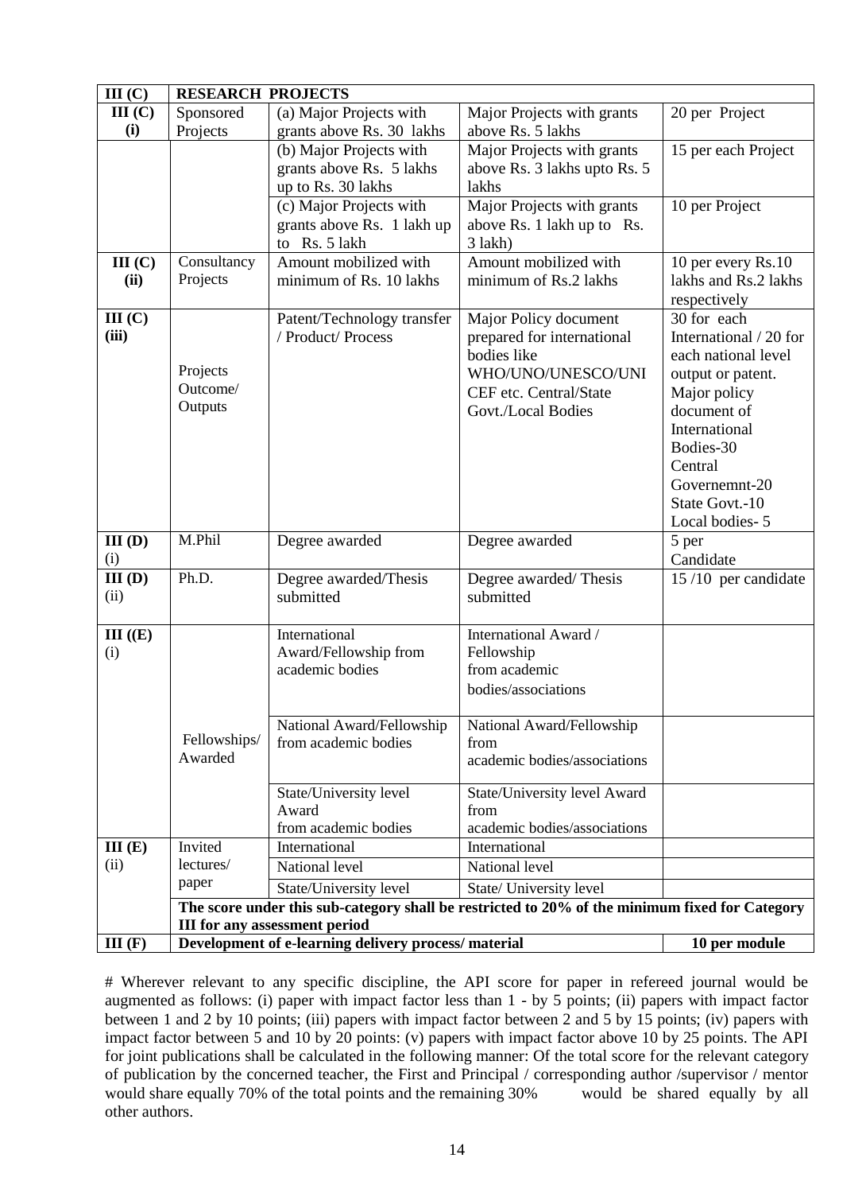| III (C) | RESEARCH PROJECTS | | | |
|---|---|---|---|---|
| **III (C) (i)** | Sponsored Projects | (a) Major Projects with grants above Rs. 30 lakhs | Major Projects with grants above Rs. 5 lakhs | 20 per Project |
| | | (b) Major Projects with grants above Rs. 5 lakhs up to Rs. 30 lakhs | Major Projects with grants above Rs. 3 lakhs upto Rs. 5 lakhs | 15 per each Project |
| | | (c) Major Projects with grants above Rs. 1 lakh up to Rs. 5 lakh | Major Projects with grants above Rs. 1 lakh up to Rs. 3 lakh) | 10 per Project |
| **III (C) (ii)** | Consultancy Projects | Amount mobilized with minimum of Rs. 10 lakhs | Amount mobilized with minimum of Rs.2 lakhs | 10 per every Rs.10 lakhs and Rs.2 lakhs respectively |
| **III (C) (iii)** | Projects Outcome/ Outputs | Patent/Technology transfer / Product/ Process | Major Policy document prepared for international bodies like WHO/UNO/UNESCO/UNICEF etc. Central/State Govt./Local Bodies | 30 for each International / 20 for each national level output or patent. Major policy document of International Bodies-30 Central Governemnt-20 State Govt.-10 Local bodies- 5 |
| **III (D)** (i) | M.Phil | Degree awarded | Degree awarded | 5 per Candidate |
| **III (D)** (ii) | Ph.D. | Degree awarded/Thesis submitted | Degree awarded/ Thesis submitted | 15 /10 per candidate |
| **III ((E)** (i) | Fellowships/ Awarded | International Award/Fellowship from academic bodies | International Award / Fellowship from academic bodies/associations | |
| | | National Award/Fellowship from academic bodies | National Award/Fellowship from academic bodies/associations | |
| | | State/University level Award from academic bodies | State/University level Award from academic bodies/associations | |
| **III (E)** (ii) | Invited lectures/ paper | International | International | |
| | | National level | National level | |
| | | State/University level | State/ University level | |
| | **The score under this sub-category shall be restricted to 20% of the minimum fixed for Category III for any assessment period** | | | |
| **III (F)** | **Development of e-learning delivery process/ material** | | | **10 per module** |

# Wherever relevant to any specific discipline, the API score for paper in refereed journal would be augmented as follows: (i) paper with impact factor less than 1 - by 5 points; (ii) papers with impact factor between 1 and 2 by 10 points; (iii) papers with impact factor between 2 and 5 by 15 points; (iv) papers with impact factor between 5 and 10 by 20 points: (v) papers with impact factor above 10 by 25 points. The API for joint publications shall be calculated in the following manner: Of the total score for the relevant category of publication by the concerned teacher, the First and Principal / corresponding author /supervisor / mentor would share equally 70% of the total points and the remaining 30% would be shared equally by all other authors.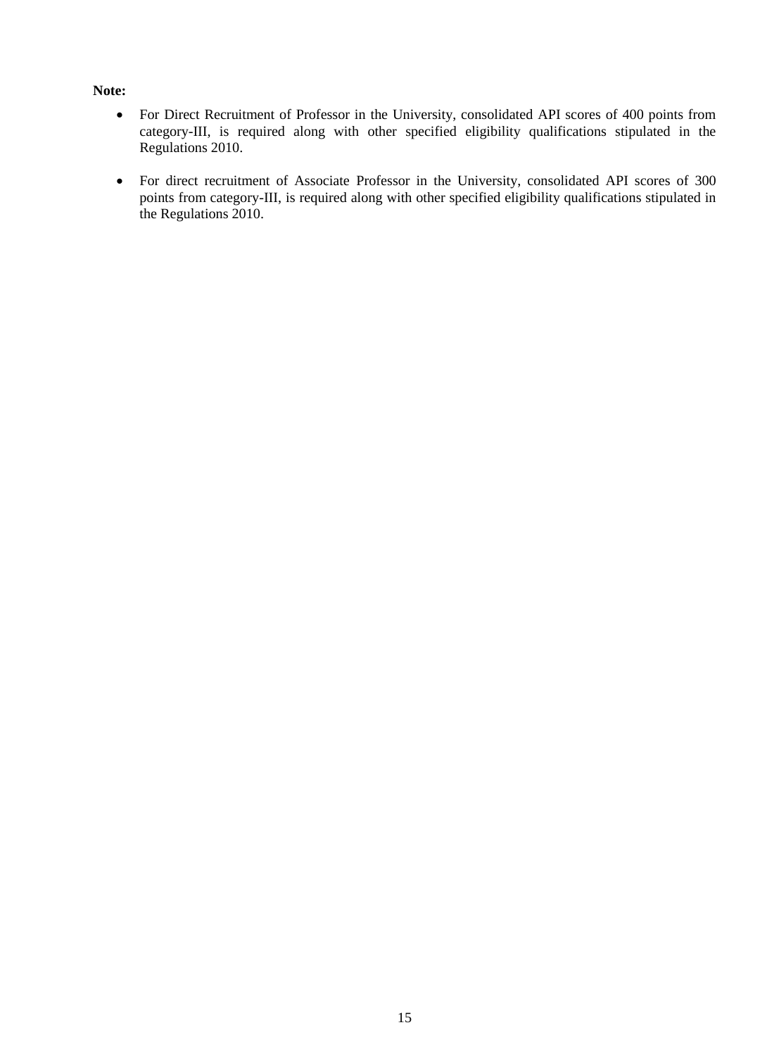**Note:**

- For Direct Recruitment of Professor in the University, consolidated API scores of 400 points from category-III, is required along with other specified eligibility qualifications stipulated in the Regulations 2010.
- For direct recruitment of Associate Professor in the University, consolidated API scores of 300 points from category-III, is required along with other specified eligibility qualifications stipulated in the Regulations 2010.